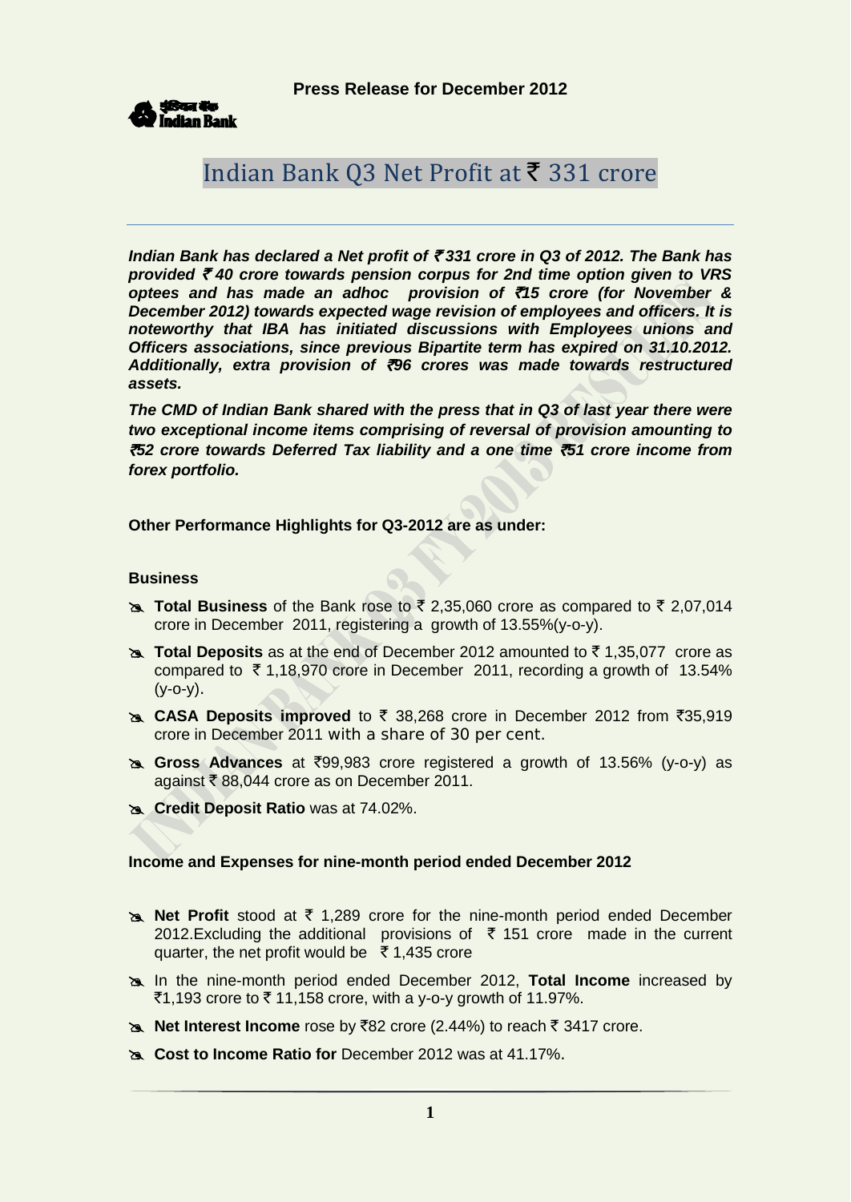**Press Release for December 2012**

Indian Bank

# Indian Bank Q3 Net Profit at ₹ 331 crore

***Indian Bank has declared a Net profit of ₹ 331 crore in Q3 of 2012. The Bank has provided ₹ 40 crore towards pension corpus for 2nd time option given to VRS optees and has made an adhoc provision of ₹15 crore (for November & December 2012) towards expected wage revision of employees and officers. It is noteworthy that IBA has initiated discussions with Employees unions and Officers associations, since previous Bipartite term has expired on 31.10.2012. Additionally, extra provision of ₹96 crores was made towards restructured assets.***

***The CMD of Indian Bank shared with the press that in Q3 of last year there were two exceptional income items comprising of reversal of provision amounting to ₹52 crore towards Deferred Tax liability and a one time ₹51 crore income from forex portfolio.***

**Other Performance Highlights for Q3-2012 are as under:**

**Business**

- **Total Business** of the Bank rose to ₹ 2,35,060 crore as compared to ₹ 2,07,014 crore in December 2011, registering a growth of 13.55%(y-o-y).
- **Total Deposits** as at the end of December 2012 amounted to ₹ 1,35,077 crore as compared to ₹ 1,18,970 crore in December 2011, recording a growth of 13.54% (y-o-y).
- **CASA Deposits improved** to ₹ 38,268 crore in December 2012 from ₹35,919 crore in December 2011 with a share of 30 per cent.
- **Gross Advances** at ₹99,983 crore registered a growth of 13.56% (y-o-y) as against ₹ 88,044 crore as on December 2011.
- **Credit Deposit Ratio** was at 74.02%.

**Income and Expenses for nine-month period ended December 2012**

- **Net Profit** stood at ₹ 1,289 crore for the nine-month period ended December 2012.Excluding the additional provisions of ₹ 151 crore made in the current quarter, the net profit would be ₹ 1,435 crore
- In the nine-month period ended December 2012, **Total Income** increased by ₹1,193 crore to ₹ 11,158 crore, with a y-o-y growth of 11.97%.
- **Net Interest Income** rose by ₹82 crore (2.44%) to reach ₹ 3417 crore.
- **Cost to Income Ratio for** December 2012 was at 41.17%.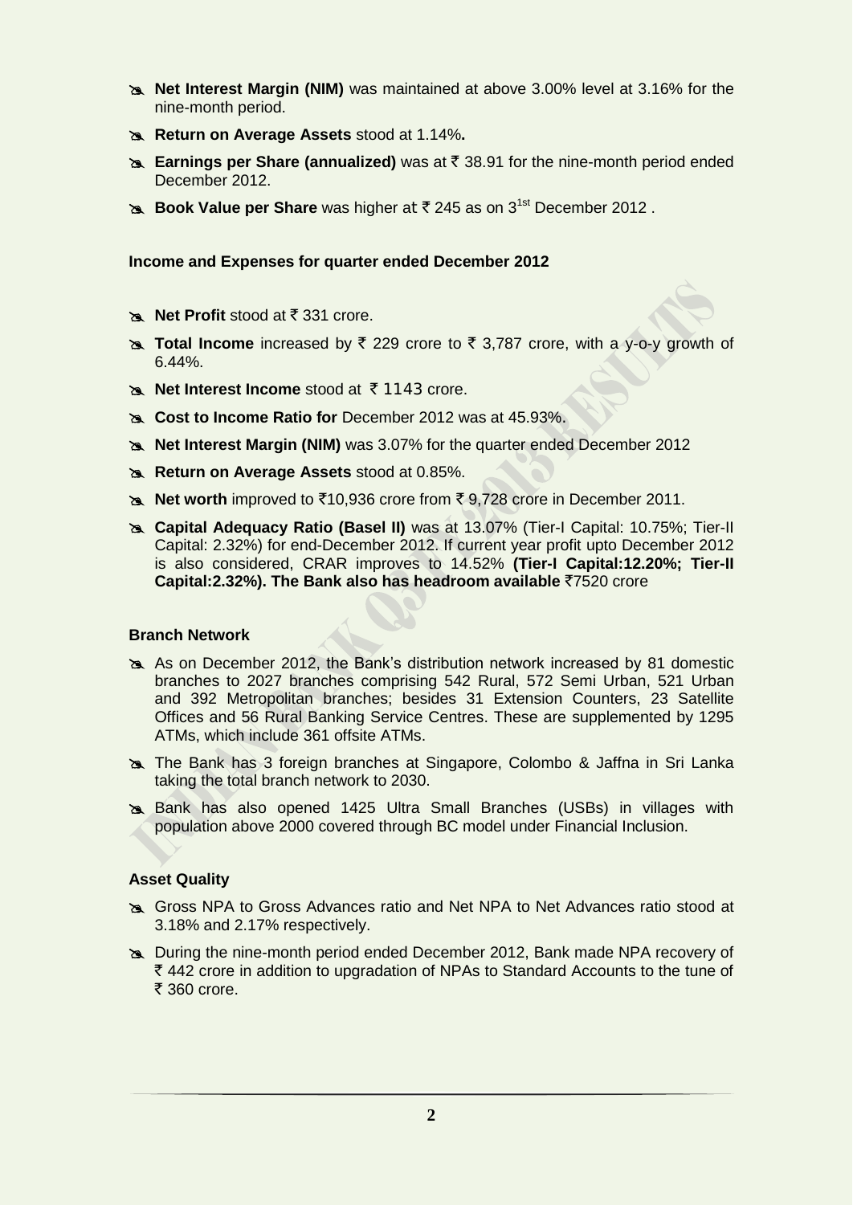- **Net Interest Margin (NIM)** was maintained at above 3.00% level at 3.16% for the nine-month period.
- **Return on Average Assets** stood at 1.14%**.**
- **Earnings per Share (annualized)** was at ₹ 38.91 for the nine-month period ended December 2012.
- **Book Value per Share** was higher at ₹ 245 as on 3[1st] December 2012 .

**Income and Expenses for quarter ended December 2012**

- **Net Profit** stood at ₹ 331 crore.
- **Total Income** increased by ₹ 229 crore to ₹ 3,787 crore, with a y-o-y growth of 6.44%.
- **Net Interest Income** stood at ₹ 1143 crore.
- **Cost to Income Ratio for** December 2012 was at 45.93%.
- **Net Interest Margin (NIM)** was 3.07% for the quarter ended December 2012
- **Return on Average Assets** stood at 0.85%.
- **Net worth** improved to ₹10,936 crore from ₹ 9,728 crore in December 2011.
- **Capital Adequacy Ratio (Basel II)** was at 13.07% (Tier-I Capital: 10.75%; Tier-II Capital: 2.32%) for end-December 2012. If current year profit upto December 2012 is also considered, CRAR improves to 14.52% **(Tier-I Capital:12.20%; Tier-II Capital:2.32%). The Bank also has headroom available** ₹7520 crore

**Branch Network**

- As on December 2012, the Bank's distribution network increased by 81 domestic branches to 2027 branches comprising 542 Rural, 572 Semi Urban, 521 Urban and 392 Metropolitan branches; besides 31 Extension Counters, 23 Satellite Offices and 56 Rural Banking Service Centres. These are supplemented by 1295 ATMs, which include 361 offsite ATMs.
- The Bank has 3 foreign branches at Singapore, Colombo & Jaffna in Sri Lanka taking the total branch network to 2030.
- Bank has also opened 1425 Ultra Small Branches (USBs) in villages with population above 2000 covered through BC model under Financial Inclusion.

**Asset Quality**

- Gross NPA to Gross Advances ratio and Net NPA to Net Advances ratio stood at 3.18% and 2.17% respectively.
- During the nine-month period ended December 2012, Bank made NPA recovery of ₹ 442 crore in addition to upgradation of NPAs to Standard Accounts to the tune of ₹ 360 crore.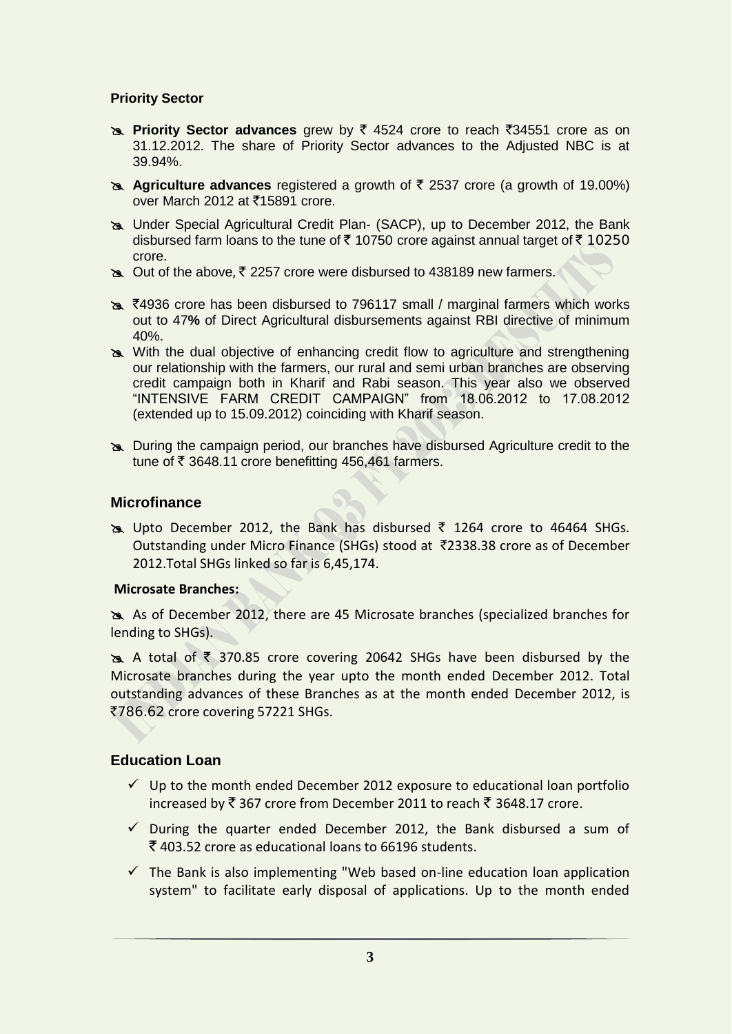### Priority Sector

- **Priority Sector advances** grew by ₹ 4524 crore to reach ₹34551 crore as on 31.12.2012. The share of Priority Sector advances to the Adjusted NBC is at 39.94%.
- **Agriculture advances** registered a growth of ₹ 2537 crore (a growth of 19.00%) over March 2012 at ₹15891 crore.
- Under Special Agricultural Credit Plan- (SACP), up to December 2012, the Bank disbursed farm loans to the tune of ₹ 10750 crore against annual target of ₹ 10250 crore.
- Out of the above, ₹ 2257 crore were disbursed to 438189 new farmers.
- ₹4936 crore has been disbursed to 796117 small / marginal farmers which works out to 47**%** of Direct Agricultural disbursements against RBI directive of minimum 40%.
- With the dual objective of enhancing credit flow to agriculture and strengthening our relationship with the farmers, our rural and semi urban branches are observing credit campaign both in Kharif and Rabi season. This year also we observed "INTENSIVE FARM CREDIT CAMPAIGN" from 18.06.2012 to 17.08.2012 (extended up to 15.09.2012) coinciding with Kharif season.
- During the campaign period, our branches have disbursed Agriculture credit to the tune of ₹ 3648.11 crore benefitting 456,461 farmers.

## Microfinance

- Upto December 2012, the Bank has disbursed ₹ 1264 crore to 46464 SHGs. Outstanding under Micro Finance (SHGs) stood at ₹2338.38 crore as of December 2012.Total SHGs linked so far is 6,45,174.

**Microsate Branches:**

- As of December 2012, there are 45 Microsate branches (specialized branches for lending to SHGs).
- A total of ₹ 370.85 crore covering 20642 SHGs have been disbursed by the Microsate branches during the year upto the month ended December 2012. Total outstanding advances of these Branches as at the month ended December 2012, is ₹786.62 crore covering 57221 SHGs.

## Education Loan

- ✓ Up to the month ended December 2012 exposure to educational loan portfolio increased by ₹ 367 crore from December 2011 to reach ₹ 3648.17 crore.
- ✓ During the quarter ended December 2012, the Bank disbursed a sum of ₹ 403.52 crore as educational loans to 66196 students.
- ✓ The Bank is also implementing "Web based on-line education loan application system" to facilitate early disposal of applications. Up to the month ended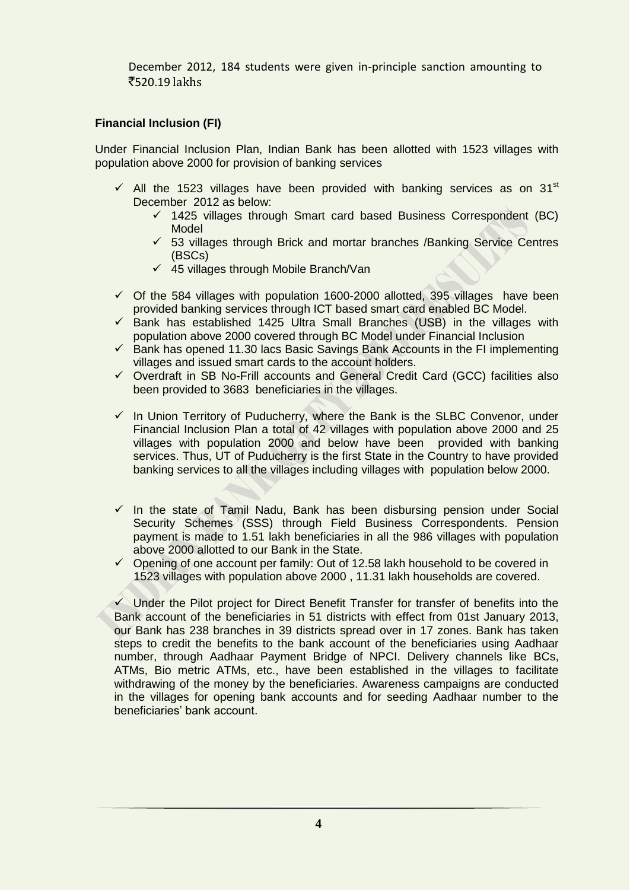December 2012, 184 students were given in-principle sanction amounting to ₹520.19 lakhs

**Financial Inclusion (FI)**

Under Financial Inclusion Plan, Indian Bank has been allotted with 1523 villages with population above 2000 for provision of banking services

- ✓ All the 1523 villages have been provided with banking services as on 31st December 2012 as below:
  - ✓ 1425 villages through Smart card based Business Correspondent (BC) Model
  - ✓ 53 villages through Brick and mortar branches /Banking Service Centres (BSCs)
  - ✓ 45 villages through Mobile Branch/Van
- ✓ Of the 584 villages with population 1600-2000 allotted, 395 villages have been provided banking services through ICT based smart card enabled BC Model.
- ✓ Bank has established 1425 Ultra Small Branches (USB) in the villages with population above 2000 covered through BC Model under Financial Inclusion
- ✓ Bank has opened 11.30 lacs Basic Savings Bank Accounts in the FI implementing villages and issued smart cards to the account holders.
- ✓ Overdraft in SB No-Frill accounts and General Credit Card (GCC) facilities also been provided to 3683 beneficiaries in the villages.
- ✓ In Union Territory of Puducherry, where the Bank is the SLBC Convenor, under Financial Inclusion Plan a total of 42 villages with population above 2000 and 25 villages with population 2000 and below have been provided with banking services. Thus, UT of Puducherry is the first State in the Country to have provided banking services to all the villages including villages with population below 2000.
- ✓ In the state of Tamil Nadu, Bank has been disbursing pension under Social Security Schemes (SSS) through Field Business Correspondents. Pension payment is made to 1.51 lakh beneficiaries in all the 986 villages with population above 2000 allotted to our Bank in the State.
- ✓ Opening of one account per family: Out of 12.58 lakh household to be covered in 1523 villages with population above 2000 , 11.31 lakh households are covered.
- ✓ Under the Pilot project for Direct Benefit Transfer for transfer of benefits into the Bank account of the beneficiaries in 51 districts with effect from 01st January 2013, our Bank has 238 branches in 39 districts spread over in 17 zones. Bank has taken steps to credit the benefits to the bank account of the beneficiaries using Aadhaar number, through Aadhaar Payment Bridge of NPCI. Delivery channels like BCs, ATMs, Bio metric ATMs, etc., have been established in the villages to facilitate withdrawing of the money by the beneficiaries. Awareness campaigns are conducted in the villages for opening bank accounts and for seeding Aadhaar number to the beneficiaries' bank account.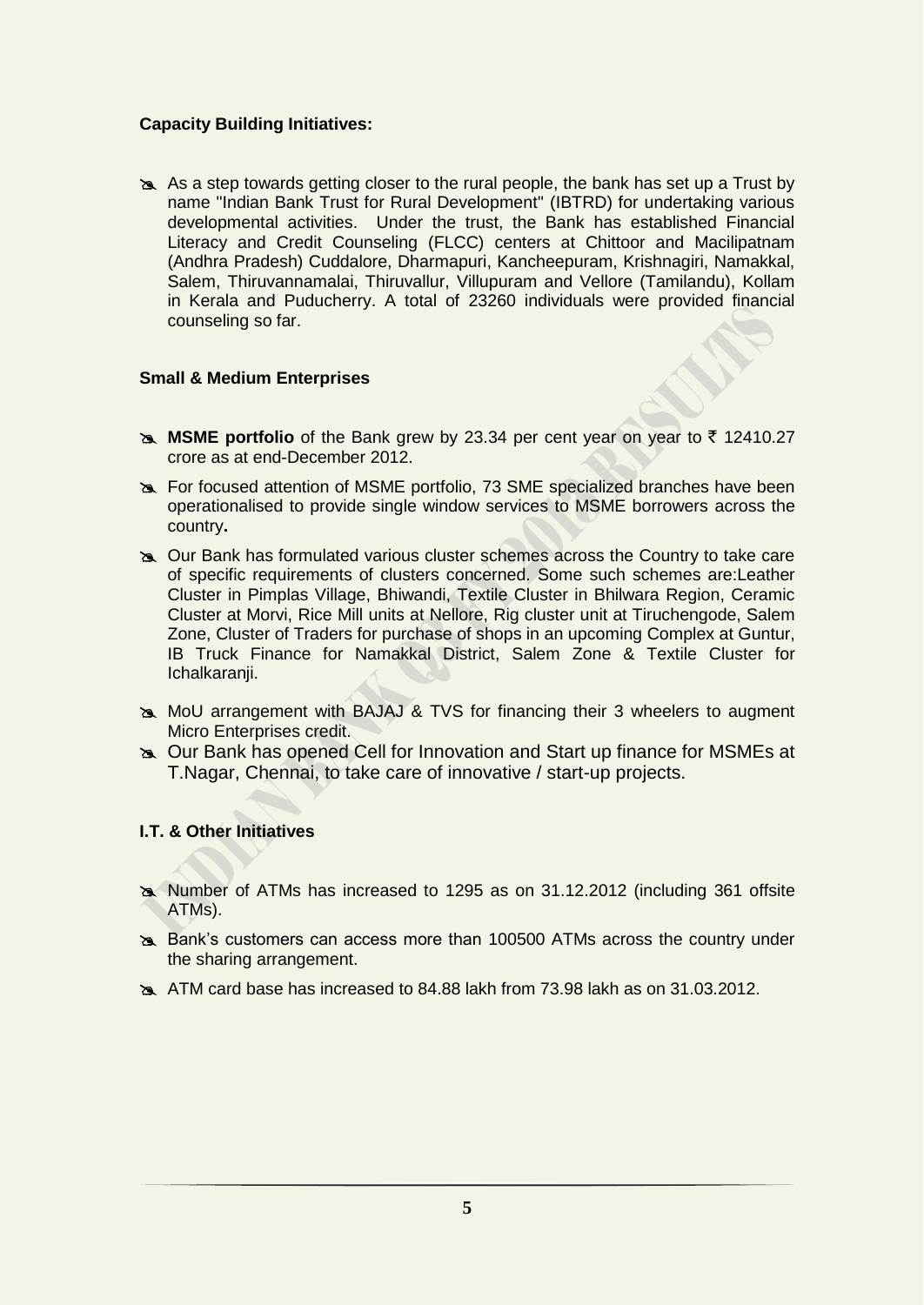**Capacity Building Initiatives:**

- As a step towards getting closer to the rural people, the bank has set up a Trust by name "Indian Bank Trust for Rural Development" (IBTRD) for undertaking various developmental activities. Under the trust, the Bank has established Financial Literacy and Credit Counseling (FLCC) centers at Chittoor and Macilipatnam (Andhra Pradesh) Cuddalore, Dharmapuri, Kancheepuram, Krishnagiri, Namakkal, Salem, Thiruvannamalai, Thiruvallur, Villupuram and Vellore (Tamilandu), Kollam in Kerala and Puducherry. A total of 23260 individuals were provided financial counseling so far.

**Small & Medium Enterprises**

- **MSME portfolio** of the Bank grew by 23.34 per cent year on year to ₹ 12410.27 crore as at end-December 2012.
- For focused attention of MSME portfolio, 73 SME specialized branches have been operationalised to provide single window services to MSME borrowers across the country**.**
- Our Bank has formulated various cluster schemes across the Country to take care of specific requirements of clusters concerned. Some such schemes are:Leather Cluster in Pimplas Village, Bhiwandi, Textile Cluster in Bhilwara Region, Ceramic Cluster at Morvi, Rice Mill units at Nellore, Rig cluster unit at Tiruchengode, Salem Zone, Cluster of Traders for purchase of shops in an upcoming Complex at Guntur, IB Truck Finance for Namakkal District, Salem Zone & Textile Cluster for Ichalkaranji.
- MoU arrangement with BAJAJ & TVS for financing their 3 wheelers to augment Micro Enterprises credit.
- Our Bank has opened Cell for Innovation and Start up finance for MSMEs at T.Nagar, Chennai, to take care of innovative / start-up projects.

**I.T. & Other Initiatives**

- Number of ATMs has increased to 1295 as on 31.12.2012 (including 361 offsite ATMs).
- Bank's customers can access more than 100500 ATMs across the country under the sharing arrangement.
- ATM card base has increased to 84.88 lakh from 73.98 lakh as on 31.03.2012.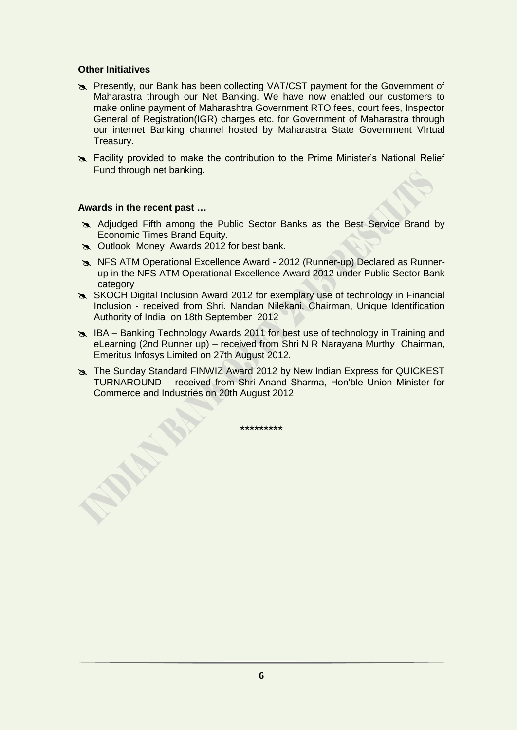**Other Initiatives**

- Presently, our Bank has been collecting VAT/CST payment for the Government of Maharastra through our Net Banking. We have now enabled our customers to make online payment of Maharashtra Government RTO fees, court fees, Inspector General of Registration(IGR) charges etc. for Government of Maharastra through our internet Banking channel hosted by Maharastra State Government VIrtual Treasury.
- Facility provided to make the contribution to the Prime Minister's National Relief Fund through net banking.

**Awards in the recent past …**

- Adjudged Fifth among the Public Sector Banks as the Best Service Brand by Economic Times Brand Equity.
- Outlook Money Awards 2012 for best bank.
- NFS ATM Operational Excellence Award - 2012 (Runner-up) Declared as Runner-up in the NFS ATM Operational Excellence Award 2012 under Public Sector Bank category
- SKOCH Digital Inclusion Award 2012 for exemplary use of technology in Financial Inclusion - received from Shri. Nandan Nilekani, Chairman, Unique Identification Authority of India on 18th September 2012
- IBA – Banking Technology Awards 2011 for best use of technology in Training and eLearning (2nd Runner up) – received from Shri N R Narayana Murthy Chairman, Emeritus Infosys Limited on 27th August 2012.
- The Sunday Standard FINWIZ Award 2012 by New Indian Express for QUICKEST TURNAROUND – received from Shri Anand Sharma, Hon'ble Union Minister for Commerce and Industries on 20th August 2012

*********